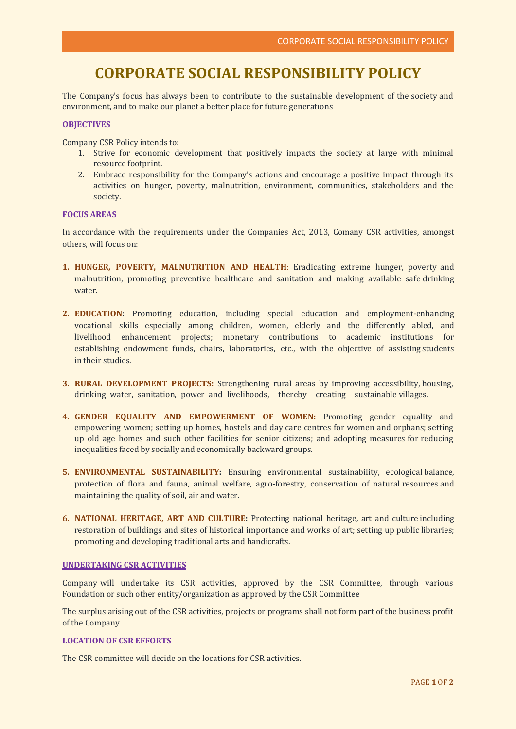# CORPORATE SOCIAL RESPONSIBILITY POLICY

The Company's focus has always been to contribute to the sustainable development of the society and environment, and to make our planet a better place for future generations

## OBJECTIVES

Company CSR Policy intends to:

1. Strive for economic development that positively impacts the society at large with minimal resource footprint.
2. Embrace responsibility for the Company's actions and encourage a positive impact through its activities on hunger, poverty, malnutrition, environment, communities, stakeholders and the society.

## FOCUS AREAS

In accordance with the requirements under the Companies Act, 2013, Comany CSR activities, amongst others, will focus on:

1. **HUNGER, POVERTY, MALNUTRITION AND HEALTH**: Eradicating extreme hunger, poverty and malnutrition, promoting preventive healthcare and sanitation and making available safe drinking water.

2. **EDUCATION**: Promoting education, including special education and employment-enhancing vocational skills especially among children, women, elderly and the differently abled, and livelihood enhancement projects; monetary contributions to academic institutions for establishing endowment funds, chairs, laboratories, etc., with the objective of assisting students in their studies.

3. **RURAL DEVELOPMENT PROJECTS:** Strengthening rural areas by improving accessibility, housing, drinking water, sanitation, power and livelihoods, thereby creating sustainable villages.

4. **GENDER EQUALITY AND EMPOWERMENT OF WOMEN:** Promoting gender equality and empowering women; setting up homes, hostels and day care centres for women and orphans; setting up old age homes and such other facilities for senior citizens; and adopting measures for reducing inequalities faced by socially and economically backward groups.

5. **ENVIRONMENTAL SUSTAINABILITY:** Ensuring environmental sustainability, ecological balance, protection of flora and fauna, animal welfare, agro-forestry, conservation of natural resources and maintaining the quality of soil, air and water.

6. **NATIONAL HERITAGE, ART AND CULTURE:** Protecting national heritage, art and culture including restoration of buildings and sites of historical importance and works of art; setting up public libraries; promoting and developing traditional arts and handicrafts.

## UNDERTAKING CSR ACTIVITIES

Company will undertake its CSR activities, approved by the CSR Committee, through various Foundation or such other entity/organization as approved by the CSR Committee

The surplus arising out of the CSR activities, projects or programs shall not form part of the business profit of the Company

## LOCATION OF CSR EFFORTS

The CSR committee will decide on the locations for CSR activities.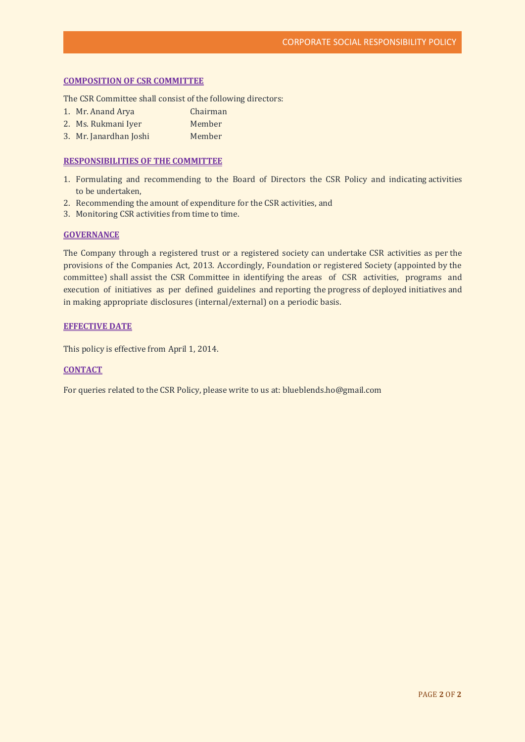## COMPOSITION OF CSR COMMITTEE

The CSR Committee shall consist of the following directors:

| | | |
|---|---|---|
| 1. | Mr. Anand Arya | Chairman |
| 2. | Ms. Rukmani Iyer | Member |
| 3. | Mr. Janardhan Joshi | Member |

## RESPONSIBILITIES OF THE COMMITTEE

1. Formulating and recommending to the Board of Directors the CSR Policy and indicating activities to be undertaken,
2. Recommending the amount of expenditure for the CSR activities, and
3. Monitoring CSR activities from time to time.

## GOVERNANCE

The Company through a registered trust or a registered society can undertake CSR activities as per the provisions of the Companies Act, 2013. Accordingly, Foundation or registered Society (appointed by the committee) shall assist the CSR Committee in identifying the areas of CSR activities, programs and execution of initiatives as per defined guidelines and reporting the progress of deployed initiatives and in making appropriate disclosures (internal/external) on a periodic basis.

## EFFECTIVE DATE

This policy is effective from April 1, 2014.

## CONTACT

For queries related to the CSR Policy, please write to us at: blueblends.ho@gmail.com